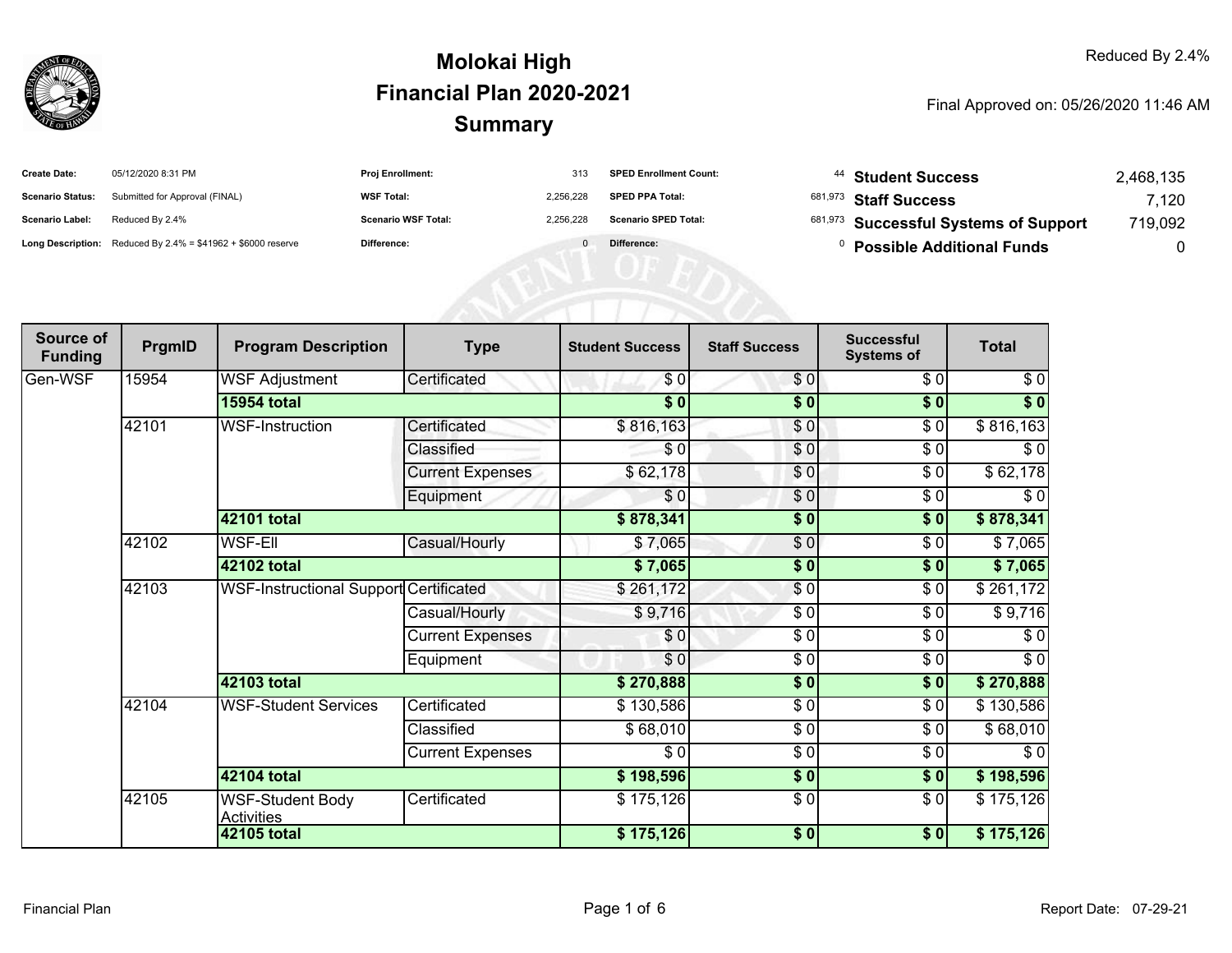# Molokai High
# Financial Plan 2020-2021
# Summary

Reduced By 2.4%

Final Approved on: 05/26/2020 11:46 AM

| | | | | | | | |
|---|---|---|---|---|---|---|---|
| **Create Date:** | 05/12/2020 8:31 PM | **Proj Enrollment:** | 313 | **SPED Enrollment Count:** | 44 | **Student Success** | 2,468,135 |
| **Scenario Status:** | Submitted for Approval (FINAL) | **WSF Total:** | 2,256,228 | **SPED PPA Total:** | 681,973 | **Staff Success** | 7,120 |
| **Scenario Label:** | Reduced By 2.4% | **Scenario WSF Total:** | 2,256,228 | **Scenario SPED Total:** | 681,973 | **Successful Systems of Support** | 719,092 |
| **Long Description:** | Reduced By 2.4% = $41962 + $6000 reserve | **Difference:** | 0 | **Difference:** | 0 | **Possible Additional Funds** | 0 |

| Source of Funding | PrgmID | Program Description | Type | Student Success | Staff Success | Successful Systems of | Total |
|---|---|---|---|---|---|---|---|
| Gen-WSF | 15954 | WSF Adjustment | Certificated | $ 0 | $ 0 | $ 0 | $ 0 |
| | | **15954 total** | | **$ 0** | **$ 0** | **$ 0** | **$ 0** |
| | 42101 | WSF-Instruction | Certificated | $ 816,163 | $ 0 | $ 0 | $ 816,163 |
| | | | Classified | $ 0 | $ 0 | $ 0 | $ 0 |
| | | | Current Expenses | $ 62,178 | $ 0 | $ 0 | $ 62,178 |
| | | | Equipment | $ 0 | $ 0 | $ 0 | $ 0 |
| | | **42101 total** | | **$ 878,341** | **$ 0** | **$ 0** | **$ 878,341** |
| | 42102 | WSF-Ell | Casual/Hourly | $ 7,065 | $ 0 | $ 0 | $ 7,065 |
| | | **42102 total** | | **$ 7,065** | **$ 0** | **$ 0** | **$ 7,065** |
| | 42103 | WSF-Instructional Support | Certificated | $ 261,172 | $ 0 | $ 0 | $ 261,172 |
| | | | Casual/Hourly | $ 9,716 | $ 0 | $ 0 | $ 9,716 |
| | | | Current Expenses | $ 0 | $ 0 | $ 0 | $ 0 |
| | | | Equipment | $ 0 | $ 0 | $ 0 | $ 0 |
| | | **42103 total** | | **$ 270,888** | **$ 0** | **$ 0** | **$ 270,888** |
| | 42104 | WSF-Student Services | Certificated | $ 130,586 | $ 0 | $ 0 | $ 130,586 |
| | | | Classified | $ 68,010 | $ 0 | $ 0 | $ 68,010 |
| | | | Current Expenses | $ 0 | $ 0 | $ 0 | $ 0 |
| | | **42104 total** | | **$ 198,596** | **$ 0** | **$ 0** | **$ 198,596** |
| | 42105 | WSF-Student Body Activities | Certificated | $ 175,126 | $ 0 | $ 0 | $ 175,126 |
| | | **42105 total** | | **$ 175,126** | **$ 0** | **$ 0** | **$ 175,126** |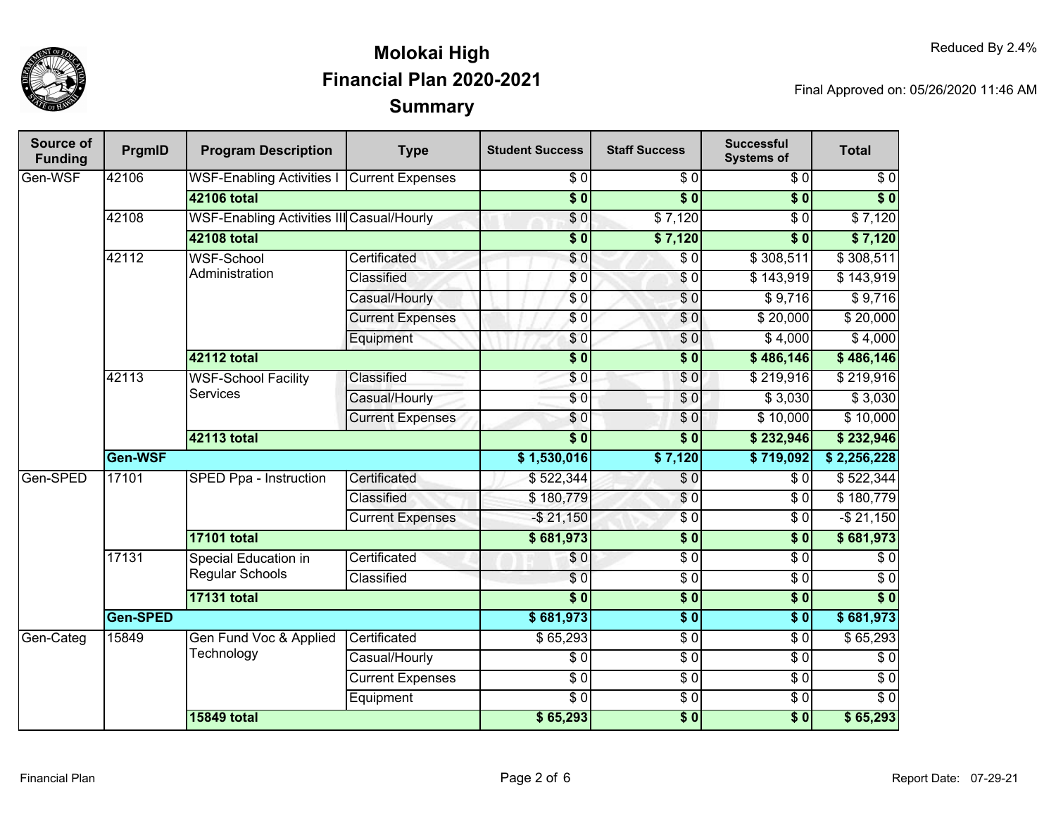# Molokai High
## Financial Plan 2020-2021
## Summary

Reduced By 2.4%

Final Approved on: 05/26/2020 11:46 AM

| Source of Funding | PrgmID | Program Description | Type | Student Success | Staff Success | Successful Systems of | Total |
|---|---|---|---|---|---|---|---|
| Gen-WSF | 42106 | WSF-Enabling Activities I | Current Expenses | $ 0 | $ 0 | $ 0 | $ 0 |
| | | **42106 total** | | **$ 0** | **$ 0** | **$ 0** | **$ 0** |
| | 42108 | WSF-Enabling Activities III | Casual/Hourly | $ 0 | $ 7,120 | $ 0 | $ 7,120 |
| | | **42108 total** | | **$ 0** | **$ 7,120** | **$ 0** | **$ 7,120** |
| | 42112 | WSF-School Administration | Certificated | $ 0 | $ 0 | $ 308,511 | $ 308,511 |
| | | | Classified | $ 0 | $ 0 | $ 143,919 | $ 143,919 |
| | | | Casual/Hourly | $ 0 | $ 0 | $ 9,716 | $ 9,716 |
| | | | Current Expenses | $ 0 | $ 0 | $ 20,000 | $ 20,000 |
| | | | Equipment | $ 0 | $ 0 | $ 4,000 | $ 4,000 |
| | | **42112 total** | | **$ 0** | **$ 0** | **$ 486,146** | **$ 486,146** |
| | 42113 | WSF-School Facility Services | Classified | $ 0 | $ 0 | $ 219,916 | $ 219,916 |
| | | | Casual/Hourly | $ 0 | $ 0 | $ 3,030 | $ 3,030 |
| | | | Current Expenses | $ 0 | $ 0 | $ 10,000 | $ 10,000 |
| | | **42113 total** | | **$ 0** | **$ 0** | **$ 232,946** | **$ 232,946** |
| | **Gen-WSF** | | | **$ 1,530,016** | **$ 7,120** | **$ 719,092** | **$ 2,256,228** |
| Gen-SPED | 17101 | SPED Ppa - Instruction | Certificated | $ 522,344 | $ 0 | $ 0 | $ 522,344 |
| | | | Classified | $ 180,779 | $ 0 | $ 0 | $ 180,779 |
| | | | Current Expenses | -$ 21,150 | $ 0 | $ 0 | -$ 21,150 |
| | | **17101 total** | | **$ 681,973** | **$ 0** | **$ 0** | **$ 681,973** |
| | 17131 | Special Education in Regular Schools | Certificated | $ 0 | $ 0 | $ 0 | $ 0 |
| | | | Classified | $ 0 | $ 0 | $ 0 | $ 0 |
| | | **17131 total** | | **$ 0** | **$ 0** | **$ 0** | **$ 0** |
| | **Gen-SPED** | | | **$ 681,973** | **$ 0** | **$ 0** | **$ 681,973** |
| Gen-Categ | 15849 | Gen Fund Voc & Applied Technology | Certificated | $ 65,293 | $ 0 | $ 0 | $ 65,293 |
| | | | Casual/Hourly | $ 0 | $ 0 | $ 0 | $ 0 |
| | | | Current Expenses | $ 0 | $ 0 | $ 0 | $ 0 |
| | | | Equipment | $ 0 | $ 0 | $ 0 | $ 0 |
| | | **15849 total** | | **$ 65,293** | **$ 0** | **$ 0** | **$ 65,293** |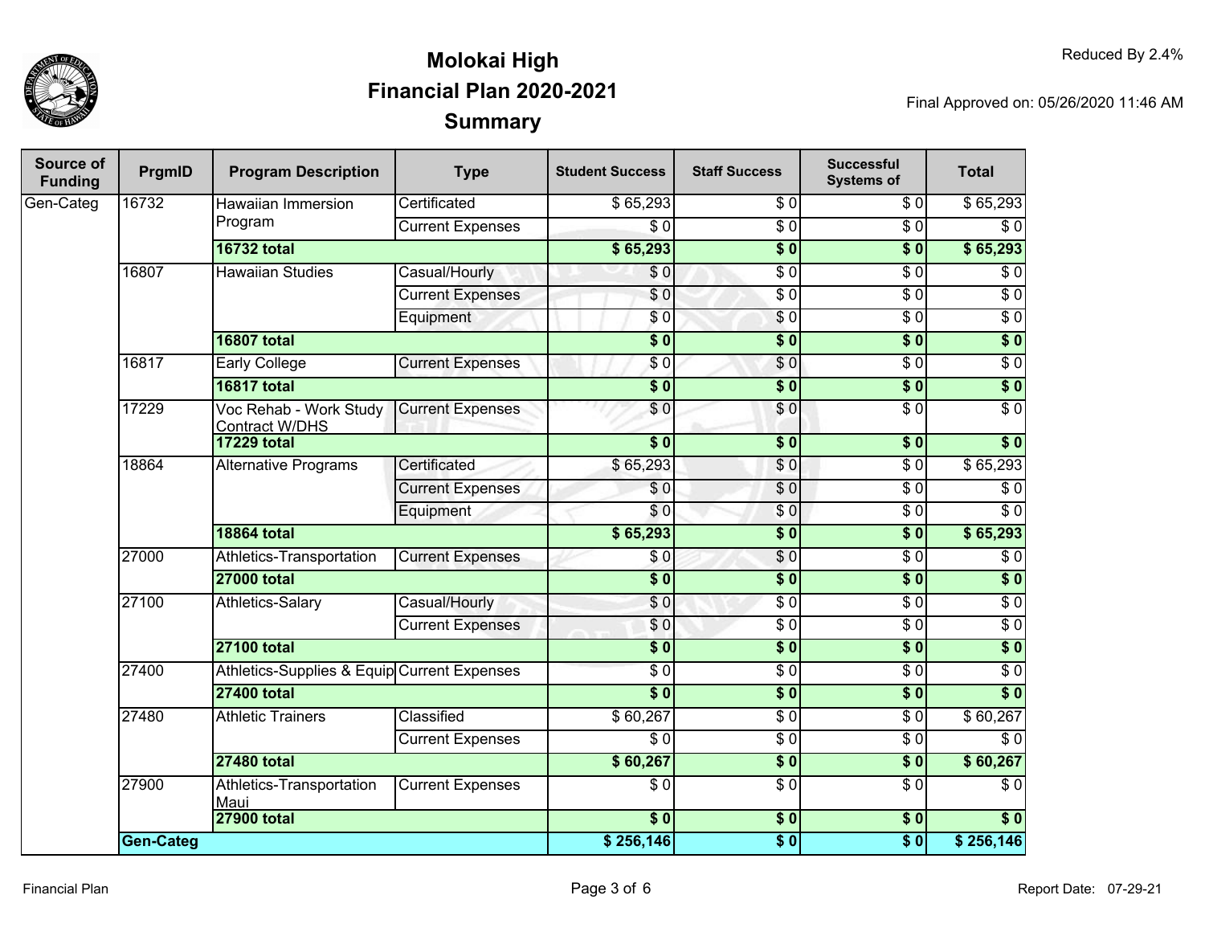# Molokai High
## Financial Plan 2020-2021
## Summary

Reduced By 2.4%

Final Approved on: 05/26/2020 11:46 AM

| Source of Funding | PrgmID | Program Description | Type | Student Success | Staff Success | Successful Systems of | Total |
|---|---|---|---|---|---|---|---|
| Gen-Categ | 16732 | Hawaiian Immersion Program | Certificated | $ 65,293 | $ 0 | $ 0 | $ 65,293 |
| | | | Current Expenses | $ 0 | $ 0 | $ 0 | $ 0 |
| | | **16732 total** | | **$ 65,293** | **$ 0** | **$ 0** | **$ 65,293** |
| | 16807 | Hawaiian Studies | Casual/Hourly | $ 0 | $ 0 | $ 0 | $ 0 |
| | | | Current Expenses | $ 0 | $ 0 | $ 0 | $ 0 |
| | | | Equipment | $ 0 | $ 0 | $ 0 | $ 0 |
| | | **16807 total** | | **$ 0** | **$ 0** | **$ 0** | **$ 0** |
| | 16817 | Early College | Current Expenses | $ 0 | $ 0 | $ 0 | $ 0 |
| | | **16817 total** | | **$ 0** | **$ 0** | **$ 0** | **$ 0** |
| | 17229 | Voc Rehab - Work Study Contract W/DHS | Current Expenses | $ 0 | $ 0 | $ 0 | $ 0 |
| | | **17229 total** | | **$ 0** | **$ 0** | **$ 0** | **$ 0** |
| | 18864 | Alternative Programs | Certificated | $ 65,293 | $ 0 | $ 0 | $ 65,293 |
| | | | Current Expenses | $ 0 | $ 0 | $ 0 | $ 0 |
| | | | Equipment | $ 0 | $ 0 | $ 0 | $ 0 |
| | | **18864 total** | | **$ 65,293** | **$ 0** | **$ 0** | **$ 65,293** |
| | 27000 | Athletics-Transportation | Current Expenses | $ 0 | $ 0 | $ 0 | $ 0 |
| | | **27000 total** | | **$ 0** | **$ 0** | **$ 0** | **$ 0** |
| | 27100 | Athletics-Salary | Casual/Hourly | $ 0 | $ 0 | $ 0 | $ 0 |
| | | | Current Expenses | $ 0 | $ 0 | $ 0 | $ 0 |
| | | **27100 total** | | **$ 0** | **$ 0** | **$ 0** | **$ 0** |
| | 27400 | Athletics-Supplies & Equip | Current Expenses | $ 0 | $ 0 | $ 0 | $ 0 |
| | | **27400 total** | | **$ 0** | **$ 0** | **$ 0** | **$ 0** |
| | 27480 | Athletic Trainers | Classified | $ 60,267 | $ 0 | $ 0 | $ 60,267 |
| | | | Current Expenses | $ 0 | $ 0 | $ 0 | $ 0 |
| | | **27480 total** | | **$ 60,267** | **$ 0** | **$ 0** | **$ 60,267** |
| | 27900 | Athletics-Transportation Maui | Current Expenses | $ 0 | $ 0 | $ 0 | $ 0 |
| | | **27900 total** | | **$ 0** | **$ 0** | **$ 0** | **$ 0** |
| | **Gen-Categ** | | | **$ 256,146** | **$ 0** | **$ 0** | **$ 256,146** |

Financial Plan

Report Date: 07-29-21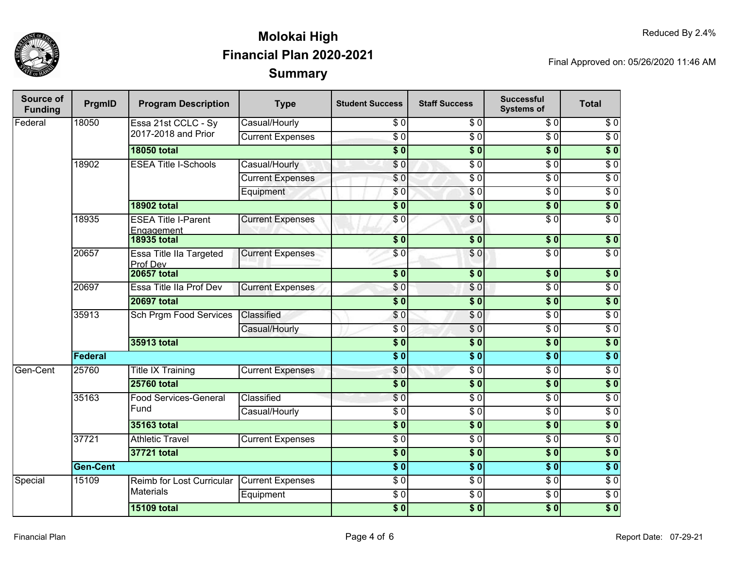# Molokai High
## Financial Plan 2020-2021
## Summary

Reduced By 2.4%

Final Approved on: 05/26/2020 11:46 AM

| Source of Funding | PrgmID | Program Description | Type | Student Success | Staff Success | Successful Systems of | Total |
|---|---|---|---|---|---|---|---|
| Federal | 18050 | Essa 21st CCLC - Sy 2017-2018 and Prior | Casual/Hourly | $ 0 | $ 0 | $ 0 | $ 0 |
| | | | Current Expenses | $ 0 | $ 0 | $ 0 | $ 0 |
| | | **18050 total** | | **$ 0** | **$ 0** | **$ 0** | **$ 0** |
| | 18902 | ESEA Title I-Schools | Casual/Hourly | $ 0 | $ 0 | $ 0 | $ 0 |
| | | | Current Expenses | $ 0 | $ 0 | $ 0 | $ 0 |
| | | | Equipment | $ 0 | $ 0 | $ 0 | $ 0 |
| | | **18902 total** | | **$ 0** | **$ 0** | **$ 0** | **$ 0** |
| | 18935 | ESEA Title I-Parent Engagement | Current Expenses | $ 0 | $ 0 | $ 0 | $ 0 |
| | | **18935 total** | | **$ 0** | **$ 0** | **$ 0** | **$ 0** |
| | 20657 | Essa Title IIa Targeted Prof Dev | Current Expenses | $ 0 | $ 0 | $ 0 | $ 0 |
| | | **20657 total** | | **$ 0** | **$ 0** | **$ 0** | **$ 0** |
| | 20697 | Essa Title IIa Prof Dev | Current Expenses | $ 0 | $ 0 | $ 0 | $ 0 |
| | | **20697 total** | | **$ 0** | **$ 0** | **$ 0** | **$ 0** |
| | 35913 | Sch Prgm Food Services | Classified | $ 0 | $ 0 | $ 0 | $ 0 |
| | | | Casual/Hourly | $ 0 | $ 0 | $ 0 | $ 0 |
| | | **35913 total** | | **$ 0** | **$ 0** | **$ 0** | **$ 0** |
| | **Federal** | | | **$ 0** | **$ 0** | **$ 0** | **$ 0** |
| Gen-Cent | 25760 | Title IX Training | Current Expenses | $ 0 | $ 0 | $ 0 | $ 0 |
| | | **25760 total** | | **$ 0** | **$ 0** | **$ 0** | **$ 0** |
| | 35163 | Food Services-General Fund | Classified | $ 0 | $ 0 | $ 0 | $ 0 |
| | | | Casual/Hourly | $ 0 | $ 0 | $ 0 | $ 0 |
| | | **35163 total** | | **$ 0** | **$ 0** | **$ 0** | **$ 0** |
| | 37721 | Athletic Travel | Current Expenses | $ 0 | $ 0 | $ 0 | $ 0 |
| | | **37721 total** | | **$ 0** | **$ 0** | **$ 0** | **$ 0** |
| | **Gen-Cent** | | | **$ 0** | **$ 0** | **$ 0** | **$ 0** |
| Special | 15109 | Reimb for Lost Curricular Materials | Current Expenses | $ 0 | $ 0 | $ 0 | $ 0 |
| | | | Equipment | $ 0 | $ 0 | $ 0 | $ 0 |
| | | **15109 total** | | **$ 0** | **$ 0** | **$ 0** | **$ 0** |

Report Date: 07-29-21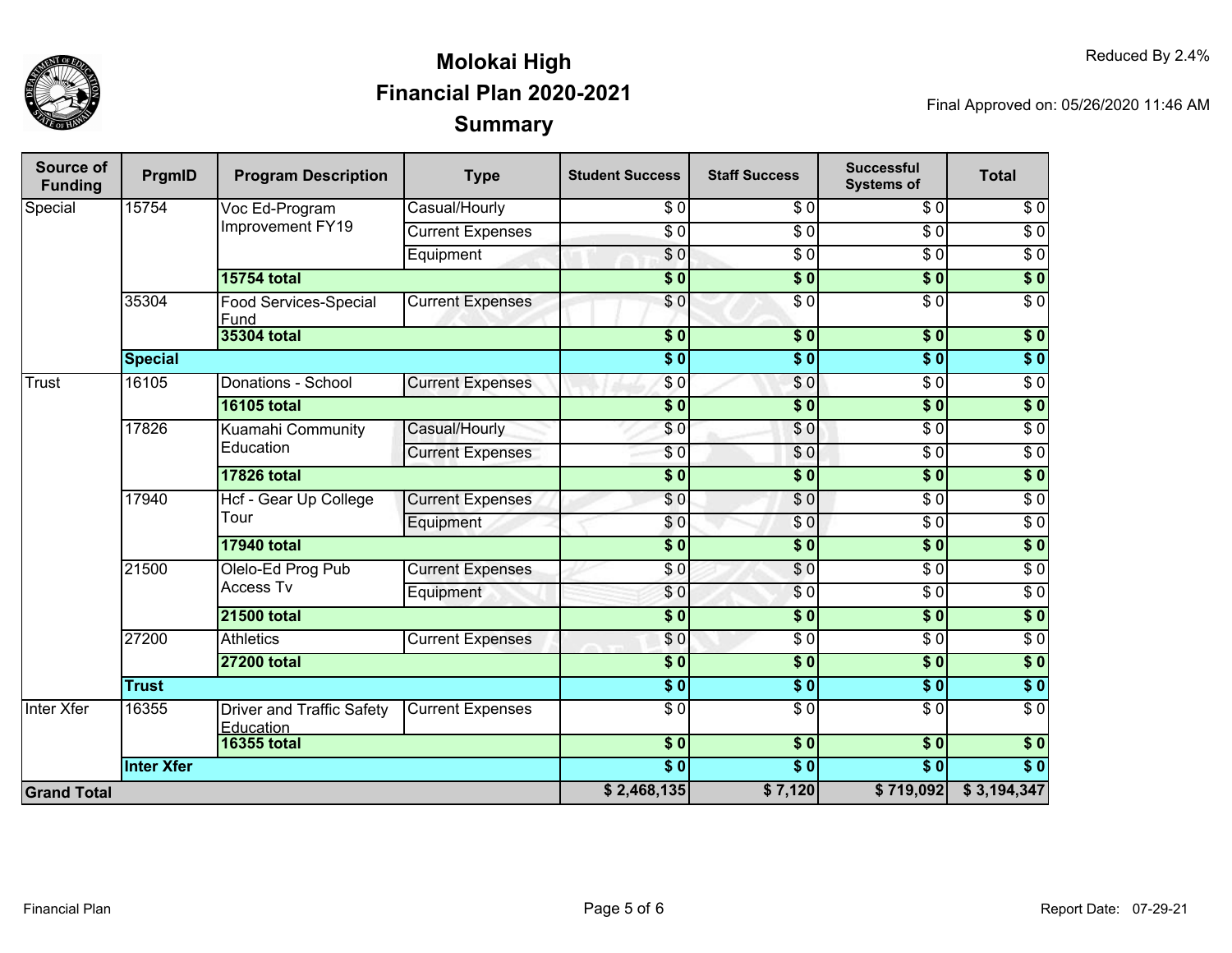# Molokai High
# Financial Plan 2020-2021
# Summary

Reduced By 2.4%

Final Approved on: 05/26/2020 11:46 AM

| Source of Funding | PrgmID | Program Description | Type | Student Success | Staff Success | Successful Systems of | Total |
|---|---|---|---|---|---|---|---|
| Special | 15754 | Voc Ed-Program Improvement FY19 | Casual/Hourly | $ 0 | $ 0 | $ 0 | $ 0 |
| | | | Current Expenses | $ 0 | $ 0 | $ 0 | $ 0 |
| | | | Equipment | $ 0 | $ 0 | $ 0 | $ 0 |
| | | **15754 total** | | **$ 0** | **$ 0** | **$ 0** | **$ 0** |
| | 35304 | Food Services-Special Fund | Current Expenses | $ 0 | $ 0 | $ 0 | $ 0 |
| | | **35304 total** | | **$ 0** | **$ 0** | **$ 0** | **$ 0** |
| | **Special** | | | **$ 0** | **$ 0** | **$ 0** | **$ 0** |
| Trust | 16105 | Donations - School | Current Expenses | $ 0 | $ 0 | $ 0 | $ 0 |
| | | **16105 total** | | **$ 0** | **$ 0** | **$ 0** | **$ 0** |
| | 17826 | Kuamahi Community Education | Casual/Hourly | $ 0 | $ 0 | $ 0 | $ 0 |
| | | | Current Expenses | $ 0 | $ 0 | $ 0 | $ 0 |
| | | **17826 total** | | **$ 0** | **$ 0** | **$ 0** | **$ 0** |
| | 17940 | Hcf - Gear Up College Tour | Current Expenses | $ 0 | $ 0 | $ 0 | $ 0 |
| | | | Equipment | $ 0 | $ 0 | $ 0 | $ 0 |
| | | **17940 total** | | **$ 0** | **$ 0** | **$ 0** | **$ 0** |
| | 21500 | Olelo-Ed Prog Pub Access Tv | Current Expenses | $ 0 | $ 0 | $ 0 | $ 0 |
| | | | Equipment | $ 0 | $ 0 | $ 0 | $ 0 |
| | | **21500 total** | | **$ 0** | **$ 0** | **$ 0** | **$ 0** |
| | 27200 | Athletics | Current Expenses | $ 0 | $ 0 | $ 0 | $ 0 |
| | | **27200 total** | | **$ 0** | **$ 0** | **$ 0** | **$ 0** |
| | **Trust** | | | **$ 0** | **$ 0** | **$ 0** | **$ 0** |
| Inter Xfer | 16355 | Driver and Traffic Safety Education | Current Expenses | $ 0 | $ 0 | $ 0 | $ 0 |
| | | **16355 total** | | **$ 0** | **$ 0** | **$ 0** | **$ 0** |
| | **Inter Xfer** | | | **$ 0** | **$ 0** | **$ 0** | **$ 0** |
| **Grand Total** | | | | **$ 2,468,135** | **$ 7,120** | **$ 719,092** | **$ 3,194,347** |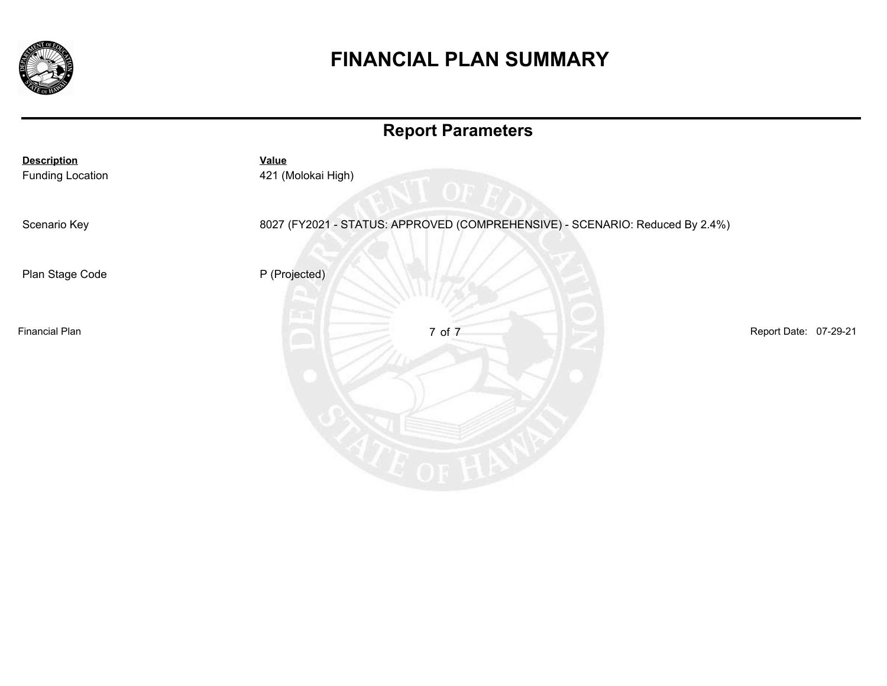# FINANCIAL PLAN SUMMARY

## Report Parameters

| Description | Value |
| --- | --- |
| Funding Location | 421 (Molokai High) |
| Scenario Key | 8027 (FY2021 - STATUS: APPROVED (COMPREHENSIVE) - SCENARIO: Reduced By 2.4%) |
| Plan Stage Code | P (Projected) |